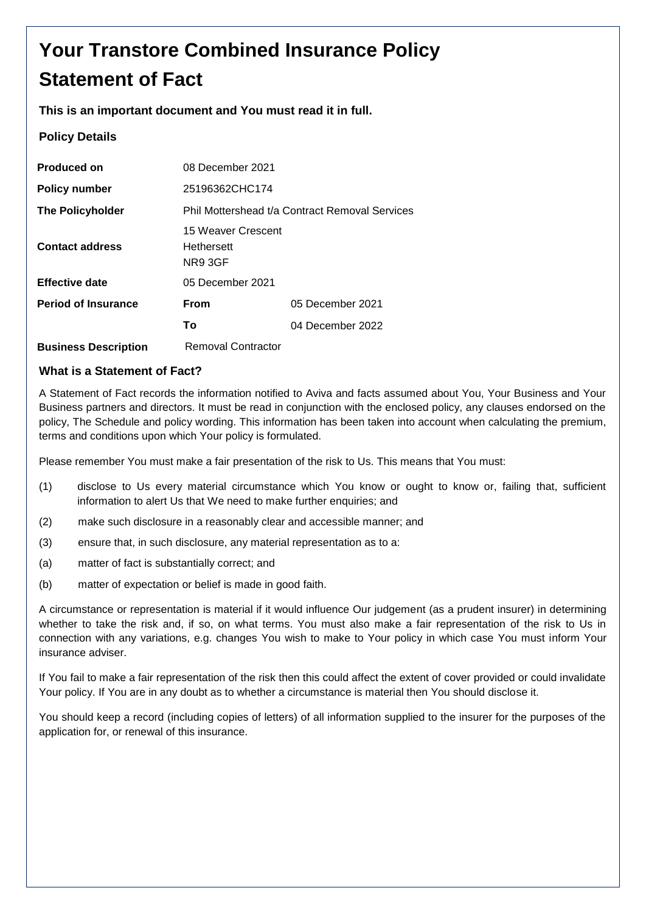# Your Transtore Combined Insurance Policy

# Statement of Fact

**This is an important document and You must read it in full.**

### Policy Details

| | | |
|---|---|---|
| **Produced on** | 08 December 2021 | |
| **Policy number** | 25196362CHC174 | |
| **The Policyholder** | Phil Mottershead t/a Contract Removal Services | |
| **Contact address** | 15 Weaver Crescent<br>Hethersett<br>NR9 3GF | |
| **Effective date** | 05 December 2021 | |
| **Period of Insurance** | **From** | 05 December 2021 |
| | **To** | 04 December 2022 |
| **Business Description** | Removal Contractor | |

### What is a Statement of Fact?

A Statement of Fact records the information notified to Aviva and facts assumed about You, Your Business and Your Business partners and directors. It must be read in conjunction with the enclosed policy, any clauses endorsed on the policy, The Schedule and policy wording. This information has been taken into account when calculating the premium, terms and conditions upon which Your policy is formulated.

Please remember You must make a fair presentation of the risk to Us. This means that You must:

(1) disclose to Us every material circumstance which You know or ought to know or, failing that, sufficient information to alert Us that We need to make further enquiries; and

(2) make such disclosure in a reasonably clear and accessible manner; and

(3) ensure that, in such disclosure, any material representation as to a:

(a) matter of fact is substantially correct; and

(b) matter of expectation or belief is made in good faith.

A circumstance or representation is material if it would influence Our judgement (as a prudent insurer) in determining whether to take the risk and, if so, on what terms. You must also make a fair representation of the risk to Us in connection with any variations, e.g. changes You wish to make to Your policy in which case You must inform Your insurance adviser.

If You fail to make a fair representation of the risk then this could affect the extent of cover provided or could invalidate Your policy. If You are in any doubt as to whether a circumstance is material then You should disclose it.

You should keep a record (including copies of letters) of all information supplied to the insurer for the purposes of the application for, or renewal of this insurance.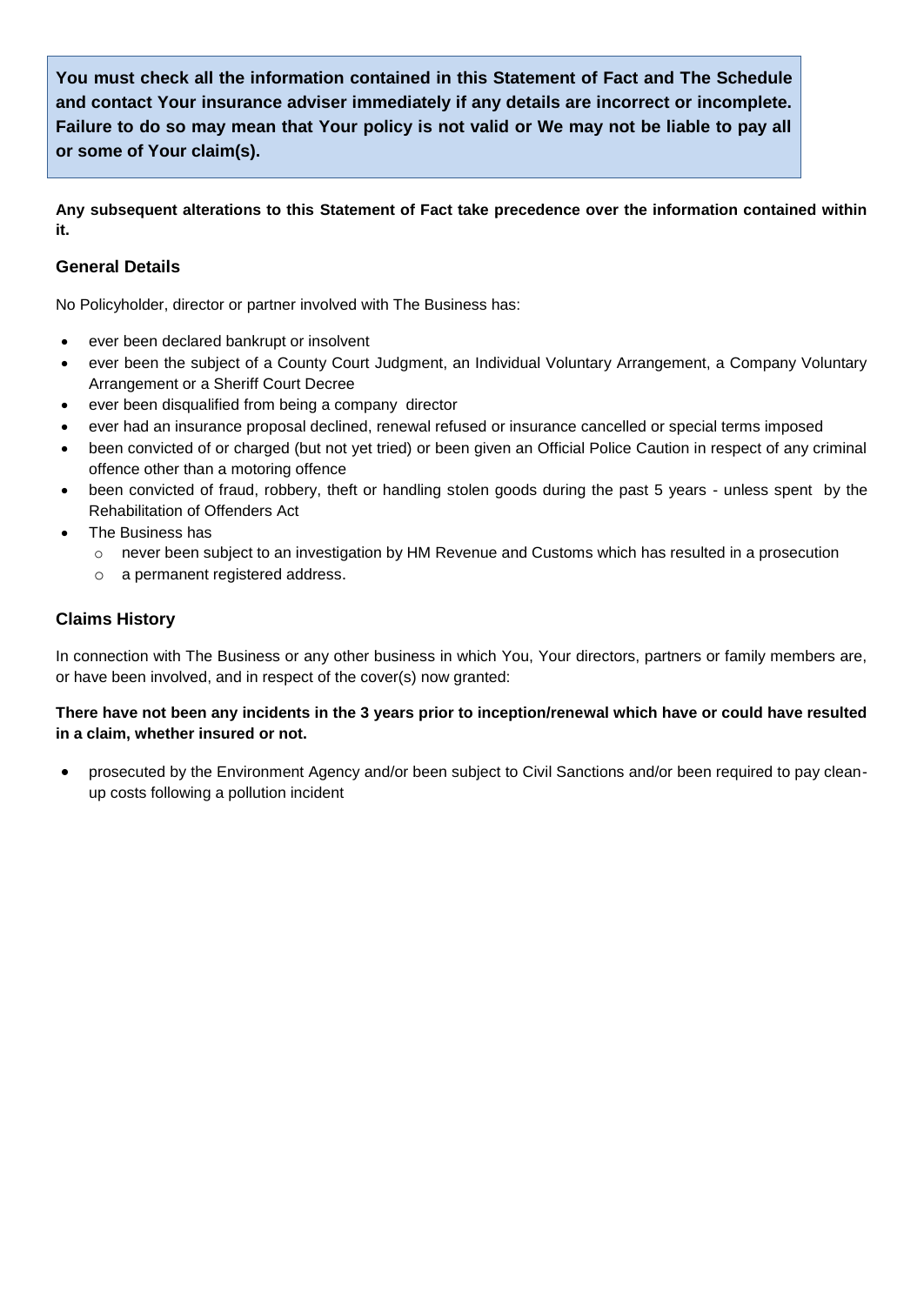**You must check all the information contained in this Statement of Fact and The Schedule and contact Your insurance adviser immediately if any details are incorrect or incomplete. Failure to do so may mean that Your policy is not valid or We may not be liable to pay all or some of Your claim(s).**

**Any subsequent alterations to this Statement of Fact take precedence over the information contained within it.**

## General Details

No Policyholder, director or partner involved with The Business has:

- ever been declared bankrupt or insolvent
- ever been the subject of a County Court Judgment, an Individual Voluntary Arrangement, a Company Voluntary Arrangement or a Sheriff Court Decree
- ever been disqualified from being a company director
- ever had an insurance proposal declined, renewal refused or insurance cancelled or special terms imposed
- been convicted of or charged (but not yet tried) or been given an Official Police Caution in respect of any criminal offence other than a motoring offence
- been convicted of fraud, robbery, theft or handling stolen goods during the past 5 years - unless spent by the Rehabilitation of Offenders Act
- The Business has
  - never been subject to an investigation by HM Revenue and Customs which has resulted in a prosecution
  - a permanent registered address.

## Claims History

In connection with The Business or any other business in which You, Your directors, partners or family members are, or have been involved, and in respect of the cover(s) now granted:

**There have not been any incidents in the 3 years prior to inception/renewal which have or could have resulted in a claim, whether insured or not.**

- prosecuted by the Environment Agency and/or been subject to Civil Sanctions and/or been required to pay clean-up costs following a pollution incident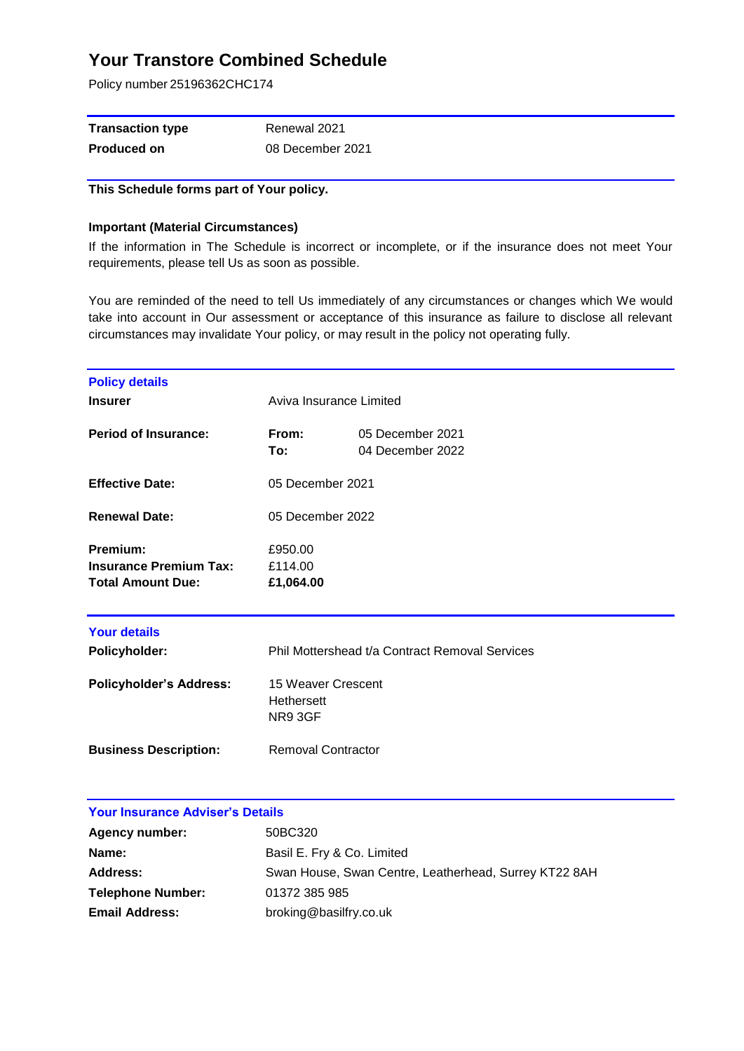# Your Transtore Combined Schedule

Policy number 25196362CHC174

| | |
|---|---|
| **Transaction type** | Renewal 2021 |
| **Produced on** | 08 December 2021 |

**This Schedule forms part of Your policy.**

**Important (Material Circumstances)**

If the information in The Schedule is incorrect or incomplete, or if the insurance does not meet Your requirements, please tell Us as soon as possible.

You are reminded of the need to tell Us immediately of any circumstances or changes which We would take into account in Our assessment or acceptance of this insurance as failure to disclose all relevant circumstances may invalidate Your policy, or may result in the policy not operating fully.

## Policy details

| | | |
|---|---|---|
| **Insurer** | Aviva Insurance Limited | |
| **Period of Insurance:** | **From:** | 05 December 2021 |
| | **To:** | 04 December 2022 |
| **Effective Date:** | 05 December 2021 | |
| **Renewal Date:** | 05 December 2022 | |
| **Premium:** | £950.00 | |
| **Insurance Premium Tax:** | £114.00 | |
| **Total Amount Due:** | **£1,064.00** | |

## Your details

| | |
|---|---|
| **Policyholder:** | Phil Mottershead t/a Contract Removal Services |
| **Policyholder's Address:** | 15 Weaver Crescent<br>Hethersett<br>NR9 3GF |
| **Business Description:** | Removal Contractor |

## Your Insurance Adviser's Details

| | |
|---|---|
| **Agency number:** | 50BC320 |
| **Name:** | Basil E. Fry & Co. Limited |
| **Address:** | Swan House, Swan Centre, Leatherhead, Surrey KT22 8AH |
| **Telephone Number:** | 01372 385 985 |
| **Email Address:** | broking@basilfry.co.uk |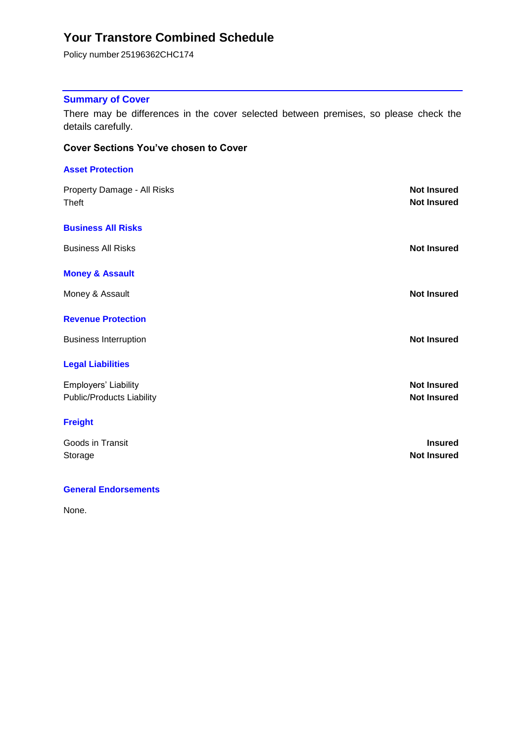# Your Transtore Combined Schedule

Policy number 25196362CHC174

## Summary of Cover

There may be differences in the cover selected between premises, so please check the details carefully.

### Cover Sections You've chosen to Cover

#### Asset Protection

| | |
|---|---|
| Property Damage - All Risks | **Not Insured** |
| Theft | **Not Insured** |

#### Business All Risks

| | |
|---|---|
| Business All Risks | **Not Insured** |

#### Money & Assault

| | |
|---|---|
| Money & Assault | **Not Insured** |

#### Revenue Protection

| | |
|---|---|
| Business Interruption | **Not Insured** |

#### Legal Liabilities

| | |
|---|---|
| Employers' Liability | **Not Insured** |
| Public/Products Liability | **Not Insured** |

#### Freight

| | |
|---|---|
| Goods in Transit | **Insured** |
| Storage | **Not Insured** |

#### General Endorsements

None.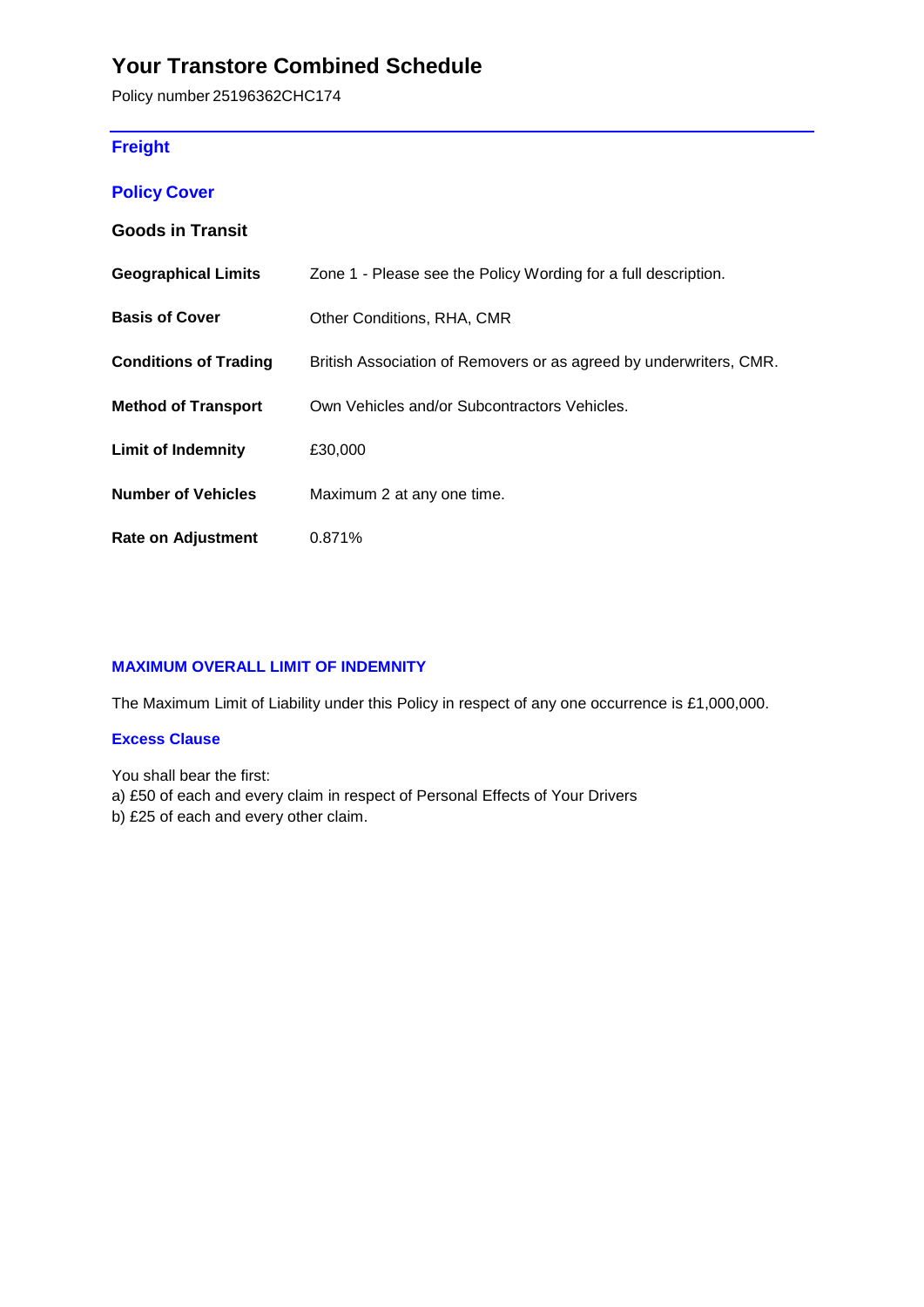# Your Transtore Combined Schedule

Policy number 25196362CHC174

## Freight

### Policy Cover

**Goods in Transit**

| | |
|---|---|
| **Geographical Limits** | Zone 1 - Please see the Policy Wording for a full description. |
| **Basis of Cover** | Other Conditions, RHA, CMR |
| **Conditions of Trading** | British Association of Removers or as agreed by underwriters, CMR. |
| **Method of Transport** | Own Vehicles and/or Subcontractors Vehicles. |
| **Limit of Indemnity** | £30,000 |
| **Number of Vehicles** | Maximum 2 at any one time. |
| **Rate on Adjustment** | 0.871% |

### MAXIMUM OVERALL LIMIT OF INDEMNITY

The Maximum Limit of Liability under this Policy in respect of any one occurrence is £1,000,000.

### Excess Clause

You shall bear the first:
a) £50 of each and every claim in respect of Personal Effects of Your Drivers
b) £25 of each and every other claim.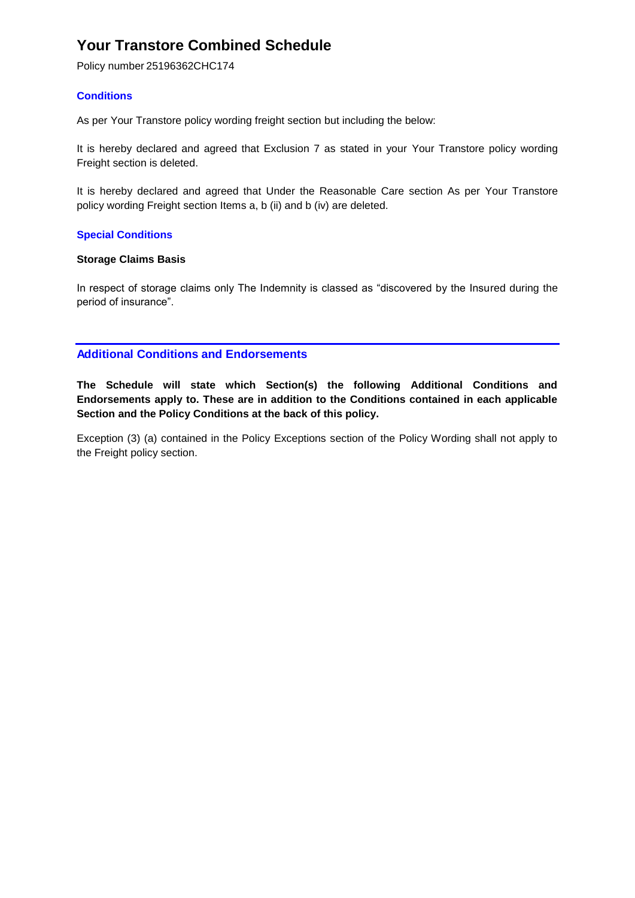# Your Transtore Combined Schedule

Policy number 25196362CHC174

### Conditions

As per Your Transtore policy wording freight section but including the below:

It is hereby declared and agreed that Exclusion 7 as stated in your Your Transtore policy wording Freight section is deleted.

It is hereby declared and agreed that Under the Reasonable Care section As per Your Transtore policy wording Freight section Items a, b (ii) and b (iv) are deleted.

### Special Conditions

**Storage Claims Basis**

In respect of storage claims only The Indemnity is classed as "discovered by the Insured during the period of insurance".

## Additional Conditions and Endorsements

**The Schedule will state which Section(s) the following Additional Conditions and Endorsements apply to. These are in addition to the Conditions contained in each applicable Section and the Policy Conditions at the back of this policy.**

Exception (3) (a) contained in the Policy Exceptions section of the Policy Wording shall not apply to the Freight policy section.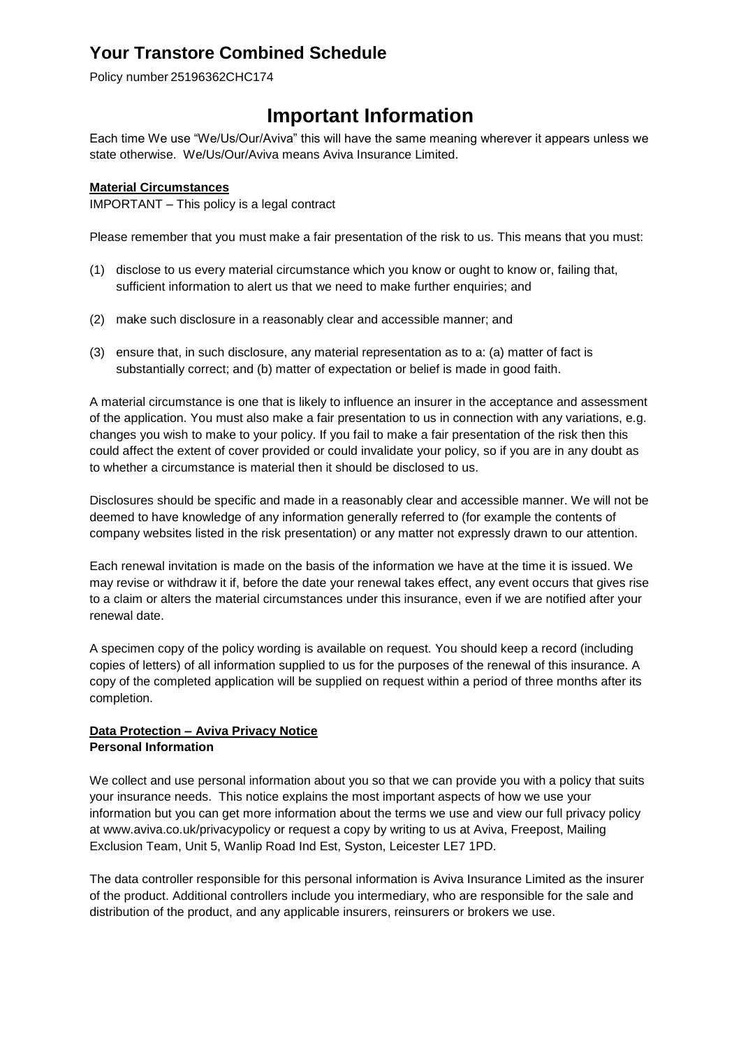# Your Transtore Combined Schedule

Policy number 25196362CHC174

## Important Information

Each time We use "We/Us/Our/Aviva" this will have the same meaning wherever it appears unless we state otherwise. We/Us/Our/Aviva means Aviva Insurance Limited.

**Material Circumstances**

IMPORTANT – This policy is a legal contract

Please remember that you must make a fair presentation of the risk to us. This means that you must:

(1) disclose to us every material circumstance which you know or ought to know or, failing that, sufficient information to alert us that we need to make further enquiries; and

(2) make such disclosure in a reasonably clear and accessible manner; and

(3) ensure that, in such disclosure, any material representation as to a: (a) matter of fact is substantially correct; and (b) matter of expectation or belief is made in good faith.

A material circumstance is one that is likely to influence an insurer in the acceptance and assessment of the application. You must also make a fair presentation to us in connection with any variations, e.g. changes you wish to make to your policy. If you fail to make a fair presentation of the risk then this could affect the extent of cover provided or could invalidate your policy, so if you are in any doubt as to whether a circumstance is material then it should be disclosed to us.

Disclosures should be specific and made in a reasonably clear and accessible manner. We will not be deemed to have knowledge of any information generally referred to (for example the contents of company websites listed in the risk presentation) or any matter not expressly drawn to our attention.

Each renewal invitation is made on the basis of the information we have at the time it is issued. We may revise or withdraw it if, before the date your renewal takes effect, any event occurs that gives rise to a claim or alters the material circumstances under this insurance, even if we are notified after your renewal date.

A specimen copy of the policy wording is available on request. You should keep a record (including copies of letters) of all information supplied to us for the purposes of the renewal of this insurance. A copy of the completed application will be supplied on request within a period of three months after its completion.

**Data Protection – Aviva Privacy Notice**
**Personal Information**

We collect and use personal information about you so that we can provide you with a policy that suits your insurance needs. This notice explains the most important aspects of how we use your information but you can get more information about the terms we use and view our full privacy policy at www.aviva.co.uk/privacypolicy or request a copy by writing to us at Aviva, Freepost, Mailing Exclusion Team, Unit 5, Wanlip Road Ind Est, Syston, Leicester LE7 1PD.

The data controller responsible for this personal information is Aviva Insurance Limited as the insurer of the product. Additional controllers include you intermediary, who are responsible for the sale and distribution of the product, and any applicable insurers, reinsurers or brokers we use.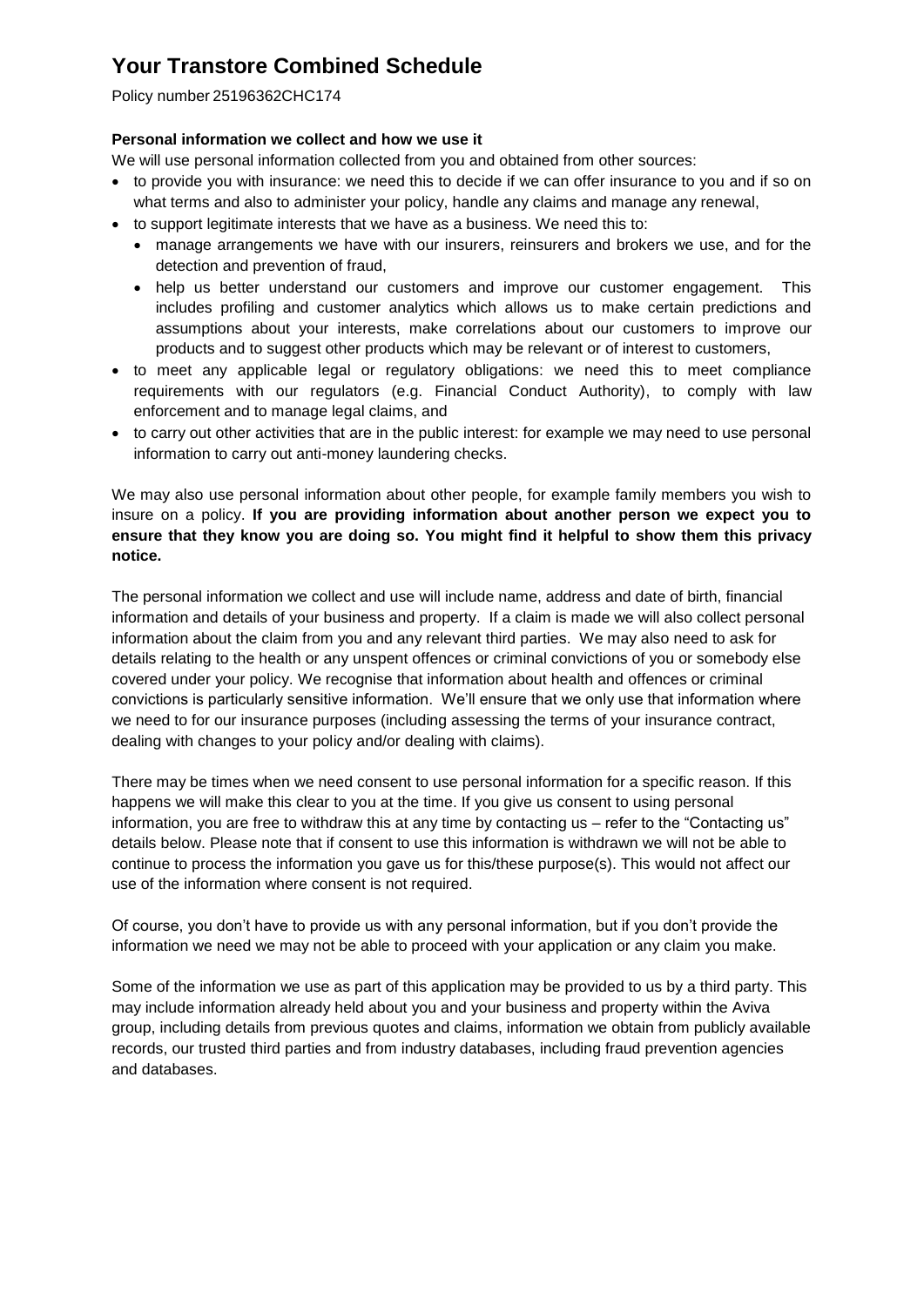# Your Transtore Combined Schedule

Policy number 25196362CHC174

**Personal information we collect and how we use it**

We will use personal information collected from you and obtained from other sources:

- to provide you with insurance: we need this to decide if we can offer insurance to you and if so on what terms and also to administer your policy, handle any claims and manage any renewal,
- to support legitimate interests that we have as a business. We need this to:
  - manage arrangements we have with our insurers, reinsurers and brokers we use, and for the detection and prevention of fraud,
  - help us better understand our customers and improve our customer engagement. This includes profiling and customer analytics which allows us to make certain predictions and assumptions about your interests, make correlations about our customers to improve our products and to suggest other products which may be relevant or of interest to customers,
- to meet any applicable legal or regulatory obligations: we need this to meet compliance requirements with our regulators (e.g. Financial Conduct Authority), to comply with law enforcement and to manage legal claims, and
- to carry out other activities that are in the public interest: for example we may need to use personal information to carry out anti-money laundering checks.

We may also use personal information about other people, for example family members you wish to insure on a policy. **If you are providing information about another person we expect you to ensure that they know you are doing so. You might find it helpful to show them this privacy notice.**

The personal information we collect and use will include name, address and date of birth, financial information and details of your business and property. If a claim is made we will also collect personal information about the claim from you and any relevant third parties. We may also need to ask for details relating to the health or any unspent offences or criminal convictions of you or somebody else covered under your policy. We recognise that information about health and offences or criminal convictions is particularly sensitive information. We'll ensure that we only use that information where we need to for our insurance purposes (including assessing the terms of your insurance contract, dealing with changes to your policy and/or dealing with claims).

There may be times when we need consent to use personal information for a specific reason. If this happens we will make this clear to you at the time. If you give us consent to using personal information, you are free to withdraw this at any time by contacting us – refer to the "Contacting us" details below. Please note that if consent to use this information is withdrawn we will not be able to continue to process the information you gave us for this/these purpose(s). This would not affect our use of the information where consent is not required.

Of course, you don't have to provide us with any personal information, but if you don't provide the information we need we may not be able to proceed with your application or any claim you make.

Some of the information we use as part of this application may be provided to us by a third party. This may include information already held about you and your business and property within the Aviva group, including details from previous quotes and claims, information we obtain from publicly available records, our trusted third parties and from industry databases, including fraud prevention agencies and databases.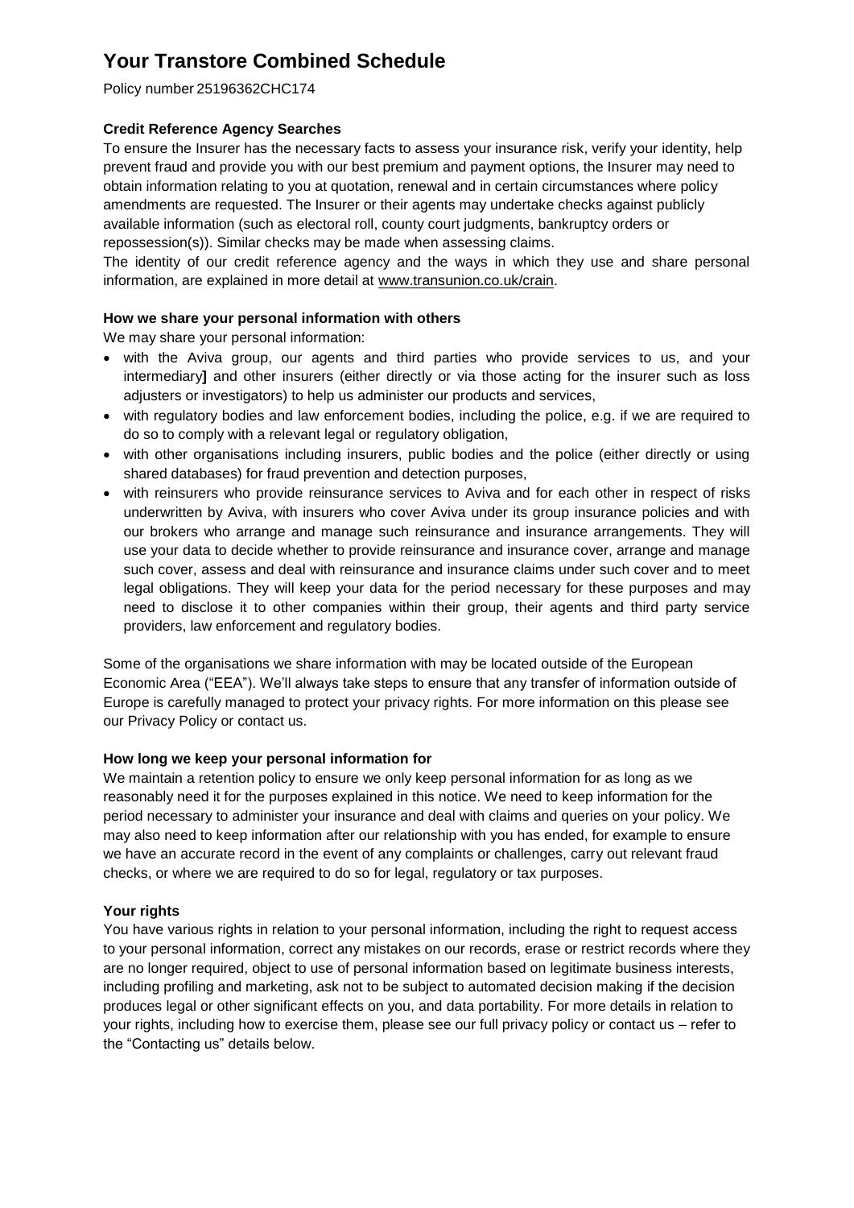# Your Transtore Combined Schedule

Policy number 25196362CHC174

**Credit Reference Agency Searches**

To ensure the Insurer has the necessary facts to assess your insurance risk, verify your identity, help prevent fraud and provide you with our best premium and payment options, the Insurer may need to obtain information relating to you at quotation, renewal and in certain circumstances where policy amendments are requested. The Insurer or their agents may undertake checks against publicly available information (such as electoral roll, county court judgments, bankruptcy orders or repossession(s)). Similar checks may be made when assessing claims.

The identity of our credit reference agency and the ways in which they use and share personal information, are explained in more detail at www.transunion.co.uk/crain.

**How we share your personal information with others**

We may share your personal information:

- with the Aviva group, our agents and third parties who provide services to us, and your intermediary] and other insurers (either directly or via those acting for the insurer such as loss adjusters or investigators) to help us administer our products and services,
- with regulatory bodies and law enforcement bodies, including the police, e.g. if we are required to do so to comply with a relevant legal or regulatory obligation,
- with other organisations including insurers, public bodies and the police (either directly or using shared databases) for fraud prevention and detection purposes,
- with reinsurers who provide reinsurance services to Aviva and for each other in respect of risks underwritten by Aviva, with insurers who cover Aviva under its group insurance policies and with our brokers who arrange and manage such reinsurance and insurance arrangements. They will use your data to decide whether to provide reinsurance and insurance cover, arrange and manage such cover, assess and deal with reinsurance and insurance claims under such cover and to meet legal obligations. They will keep your data for the period necessary for these purposes and may need to disclose it to other companies within their group, their agents and third party service providers, law enforcement and regulatory bodies.

Some of the organisations we share information with may be located outside of the European Economic Area ("EEA"). We'll always take steps to ensure that any transfer of information outside of Europe is carefully managed to protect your privacy rights. For more information on this please see our Privacy Policy or contact us.

**How long we keep your personal information for**

We maintain a retention policy to ensure we only keep personal information for as long as we reasonably need it for the purposes explained in this notice. We need to keep information for the period necessary to administer your insurance and deal with claims and queries on your policy. We may also need to keep information after our relationship with you has ended, for example to ensure we have an accurate record in the event of any complaints or challenges, carry out relevant fraud checks, or where we are required to do so for legal, regulatory or tax purposes.

**Your rights**

You have various rights in relation to your personal information, including the right to request access to your personal information, correct any mistakes on our records, erase or restrict records where they are no longer required, object to use of personal information based on legitimate business interests, including profiling and marketing, ask not to be subject to automated decision making if the decision produces legal or other significant effects on you, and data portability. For more details in relation to your rights, including how to exercise them, please see our full privacy policy or contact us – refer to the "Contacting us" details below.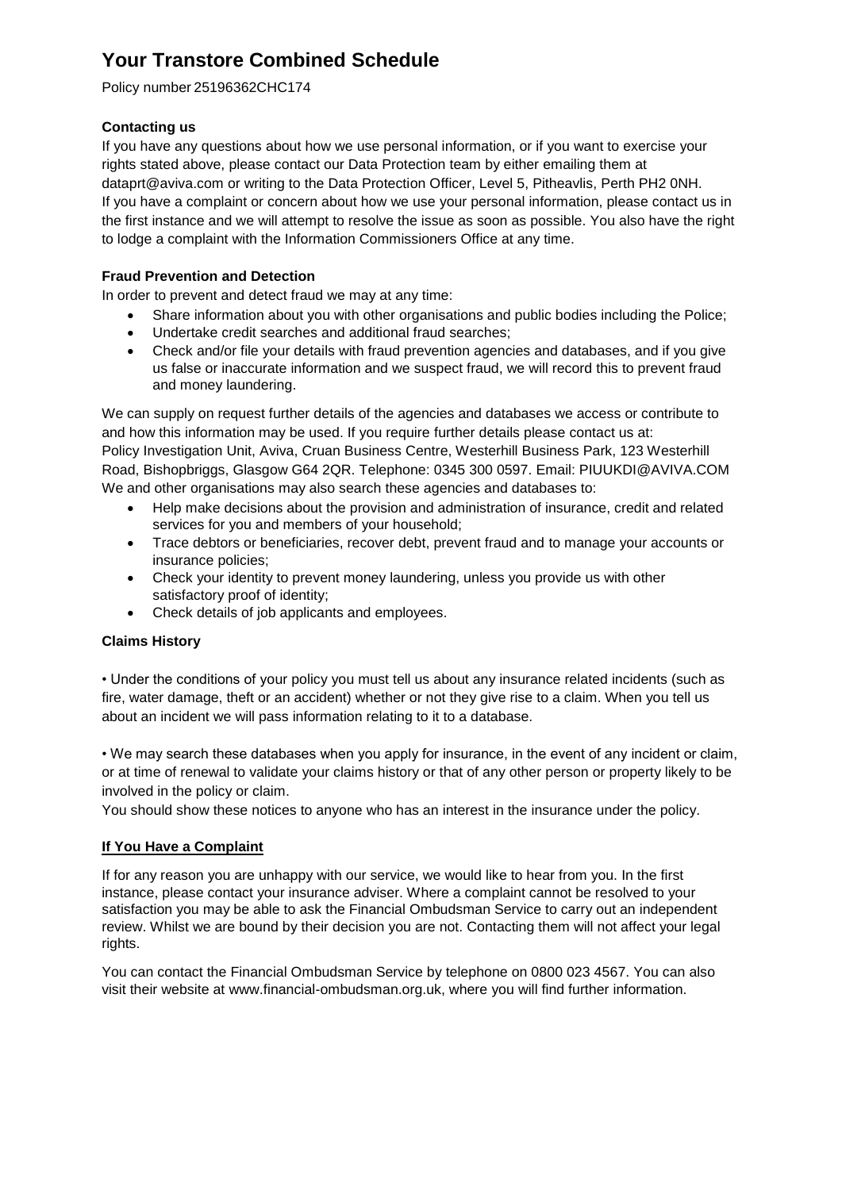# Your Transtore Combined Schedule

Policy number 25196362CHC174

### Contacting us

If you have any questions about how we use personal information, or if you want to exercise your rights stated above, please contact our Data Protection team by either emailing them at dataprt@aviva.com or writing to the Data Protection Officer, Level 5, Pitheavlis, Perth PH2 0NH. If you have a complaint or concern about how we use your personal information, please contact us in the first instance and we will attempt to resolve the issue as soon as possible. You also have the right to lodge a complaint with the Information Commissioners Office at any time.

### Fraud Prevention and Detection

In order to prevent and detect fraud we may at any time:

- Share information about you with other organisations and public bodies including the Police;
- Undertake credit searches and additional fraud searches;
- Check and/or file your details with fraud prevention agencies and databases, and if you give us false or inaccurate information and we suspect fraud, we will record this to prevent fraud and money laundering.

We can supply on request further details of the agencies and databases we access or contribute to and how this information may be used. If you require further details please contact us at: Policy Investigation Unit, Aviva, Cruan Business Centre, Westerhill Business Park, 123 Westerhill Road, Bishopbriggs, Glasgow G64 2QR. Telephone: 0345 300 0597. Email: PIUUKDI@AVIVA.COM
We and other organisations may also search these agencies and databases to:

- Help make decisions about the provision and administration of insurance, credit and related services for you and members of your household;
- Trace debtors or beneficiaries, recover debt, prevent fraud and to manage your accounts or insurance policies;
- Check your identity to prevent money laundering, unless you provide us with other satisfactory proof of identity;
- Check details of job applicants and employees.

### Claims History

• Under the conditions of your policy you must tell us about any insurance related incidents (such as fire, water damage, theft or an accident) whether or not they give rise to a claim. When you tell us about an incident we will pass information relating to it to a database.

• We may search these databases when you apply for insurance, in the event of any incident or claim, or at time of renewal to validate your claims history or that of any other person or property likely to be involved in the policy or claim.

You should show these notices to anyone who has an interest in the insurance under the policy.

### If You Have a Complaint

If for any reason you are unhappy with our service, we would like to hear from you. In the first instance, please contact your insurance adviser. Where a complaint cannot be resolved to your satisfaction you may be able to ask the Financial Ombudsman Service to carry out an independent review. Whilst we are bound by their decision you are not. Contacting them will not affect your legal rights.

You can contact the Financial Ombudsman Service by telephone on 0800 023 4567. You can also visit their website at www.financial-ombudsman.org.uk, where you will find further information.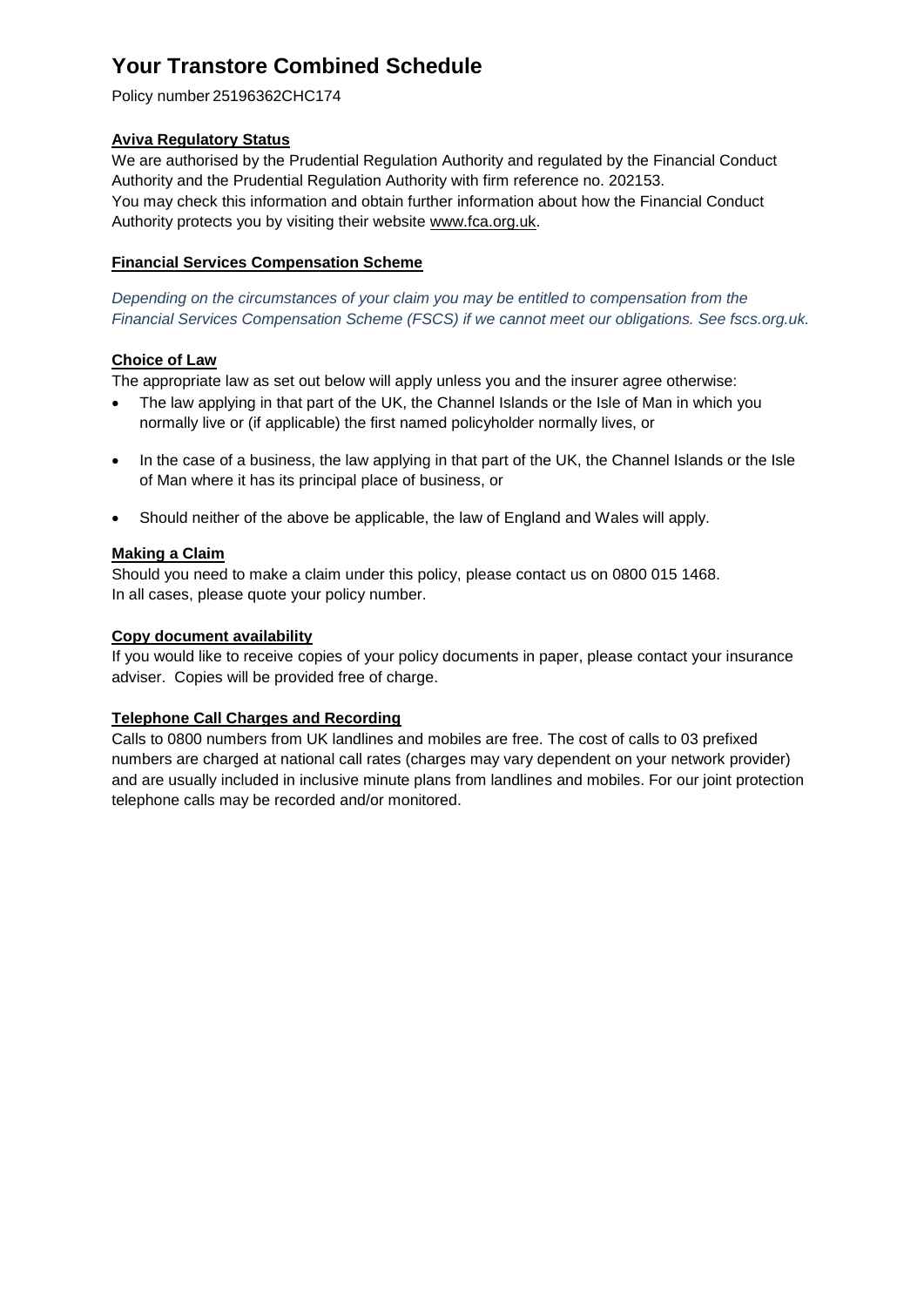# Your Transtore Combined Schedule

Policy number 25196362CHC174

**Aviva Regulatory Status**

We are authorised by the Prudential Regulation Authority and regulated by the Financial Conduct Authority and the Prudential Regulation Authority with firm reference no. 202153.
You may check this information and obtain further information about how the Financial Conduct Authority protects you by visiting their website www.fca.org.uk.

**Financial Services Compensation Scheme**

*Depending on the circumstances of your claim you may be entitled to compensation from the Financial Services Compensation Scheme (FSCS) if we cannot meet our obligations. See fscs.org.uk.*

**Choice of Law**

The appropriate law as set out below will apply unless you and the insurer agree otherwise:

- The law applying in that part of the UK, the Channel Islands or the Isle of Man in which you normally live or (if applicable) the first named policyholder normally lives, or
- In the case of a business, the law applying in that part of the UK, the Channel Islands or the Isle of Man where it has its principal place of business, or
- Should neither of the above be applicable, the law of England and Wales will apply.

**Making a Claim**

Should you need to make a claim under this policy, please contact us on 0800 015 1468.
In all cases, please quote your policy number.

**Copy document availability**

If you would like to receive copies of your policy documents in paper, please contact your insurance adviser. Copies will be provided free of charge.

**Telephone Call Charges and Recording**

Calls to 0800 numbers from UK landlines and mobiles are free. The cost of calls to 03 prefixed numbers are charged at national call rates (charges may vary dependent on your network provider) and are usually included in inclusive minute plans from landlines and mobiles. For our joint protection telephone calls may be recorded and/or monitored.